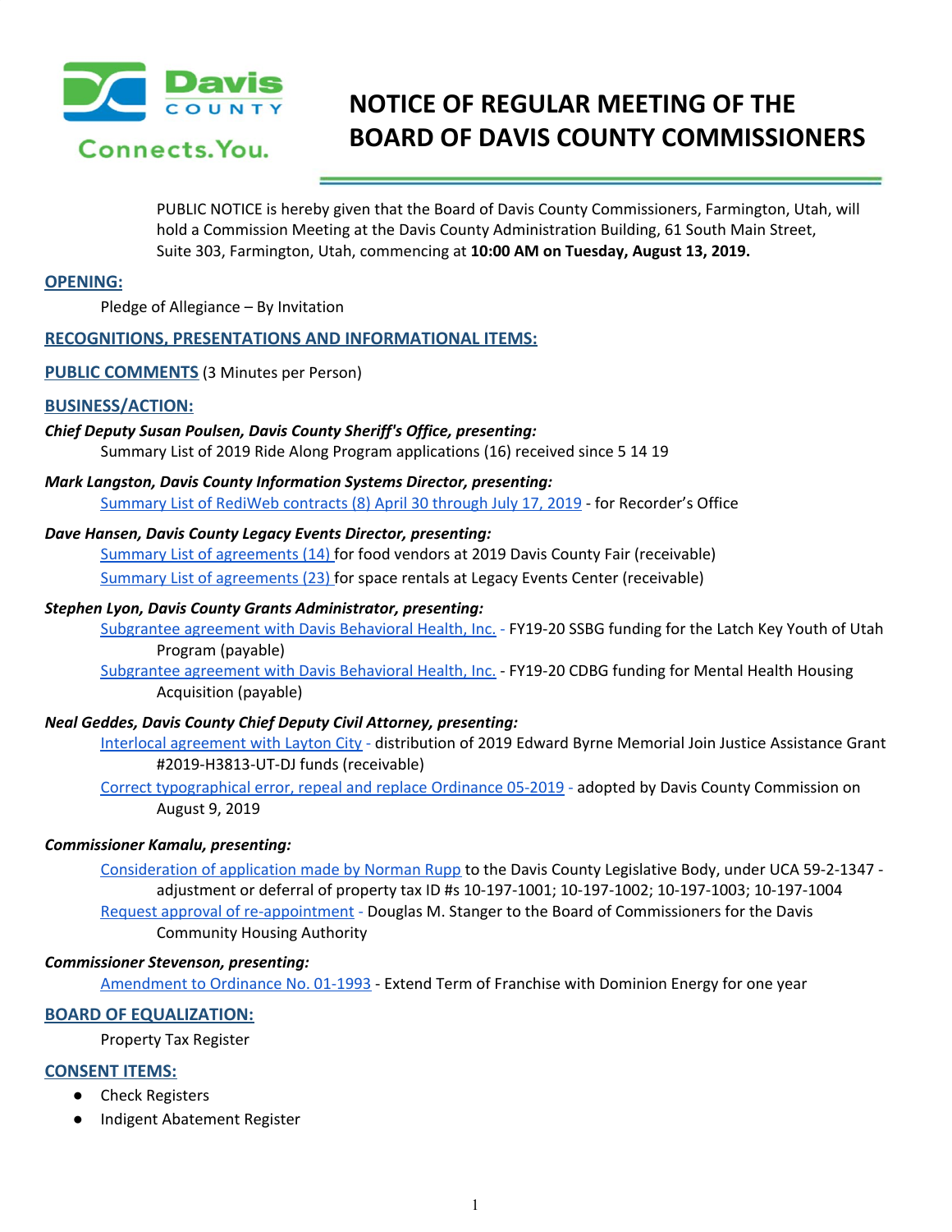# NOTICE OF REGULAR MEETING OF THE BOARD OF DAVIS COUNTY COMMISSIONERS

Davis County Connects. You.

PUBLIC NOTICE is hereby given that the Board of Davis County Commissioners, Farmington, Utah, will hold a Commission Meeting at the Davis County Administration Building, 61 South Main Street, Suite 303, Farmington, Utah, commencing at **10:00 AM on Tuesday, August 13, 2019.**

## OPENING:

Pledge of Allegiance – By Invitation

## RECOGNITIONS, PRESENTATIONS AND INFORMATIONAL ITEMS:

## PUBLIC COMMENTS (3 Minutes per Person)

## BUSINESS/ACTION:

***Chief Deputy Susan Poulsen, Davis County Sheriff's Office, presenting:***

Summary List of 2019 Ride Along Program applications (16) received since 5 14 19

***Mark Langston, Davis County Information Systems Director, presenting:***

Summary List of RediWeb contracts (8) April 30 through July 17, 2019 - for Recorder's Office

***Dave Hansen, Davis County Legacy Events Director, presenting:***

Summary List of agreements (14) for food vendors at 2019 Davis County Fair (receivable)

Summary List of agreements (23) for space rentals at Legacy Events Center (receivable)

***Stephen Lyon, Davis County Grants Administrator, presenting:***

Subgrantee agreement with Davis Behavioral Health, Inc. - FY19-20 SSBG funding for the Latch Key Youth of Utah Program (payable)

Subgrantee agreement with Davis Behavioral Health, Inc. - FY19-20 CDBG funding for Mental Health Housing Acquisition (payable)

***Neal Geddes, Davis County Chief Deputy Civil Attorney, presenting:***

Interlocal agreement with Layton City - distribution of 2019 Edward Byrne Memorial Join Justice Assistance Grant #2019-H3813-UT-DJ funds (receivable)

Correct typographical error, repeal and replace Ordinance 05-2019 - adopted by Davis County Commission on August 9, 2019

***Commissioner Kamalu, presenting:***

Consideration of application made by Norman Rupp to the Davis County Legislative Body, under UCA 59-2-1347 - adjustment or deferral of property tax ID #s 10-197-1001; 10-197-1002; 10-197-1003; 10-197-1004

Request approval of re-appointment - Douglas M. Stanger to the Board of Commissioners for the Davis Community Housing Authority

***Commissioner Stevenson, presenting:***

Amendment to Ordinance No. 01-1993 - Extend Term of Franchise with Dominion Energy for one year

## BOARD OF EQUALIZATION:

Property Tax Register

## CONSENT ITEMS:

- Check Registers
- Indigent Abatement Register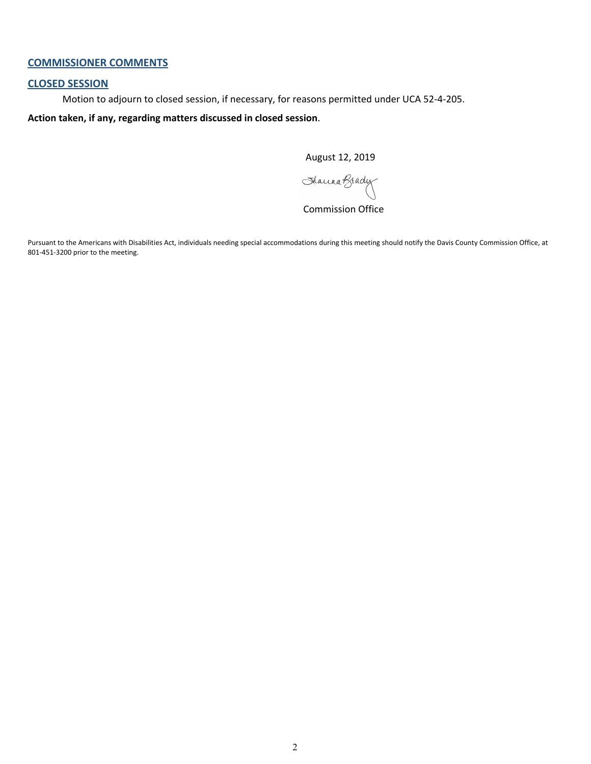## COMMISSIONER COMMENTS

## CLOSED SESSION

Motion to adjourn to closed session, if necessary, for reasons permitted under UCA 52-4-205.

**Action taken, if any, regarding matters discussed in closed session**.

August 12, 2019

Shauna Brady

Commission Office

Pursuant to the Americans with Disabilities Act, individuals needing special accommodations during this meeting should notify the Davis County Commission Office, at 801-451-3200 prior to the meeting.